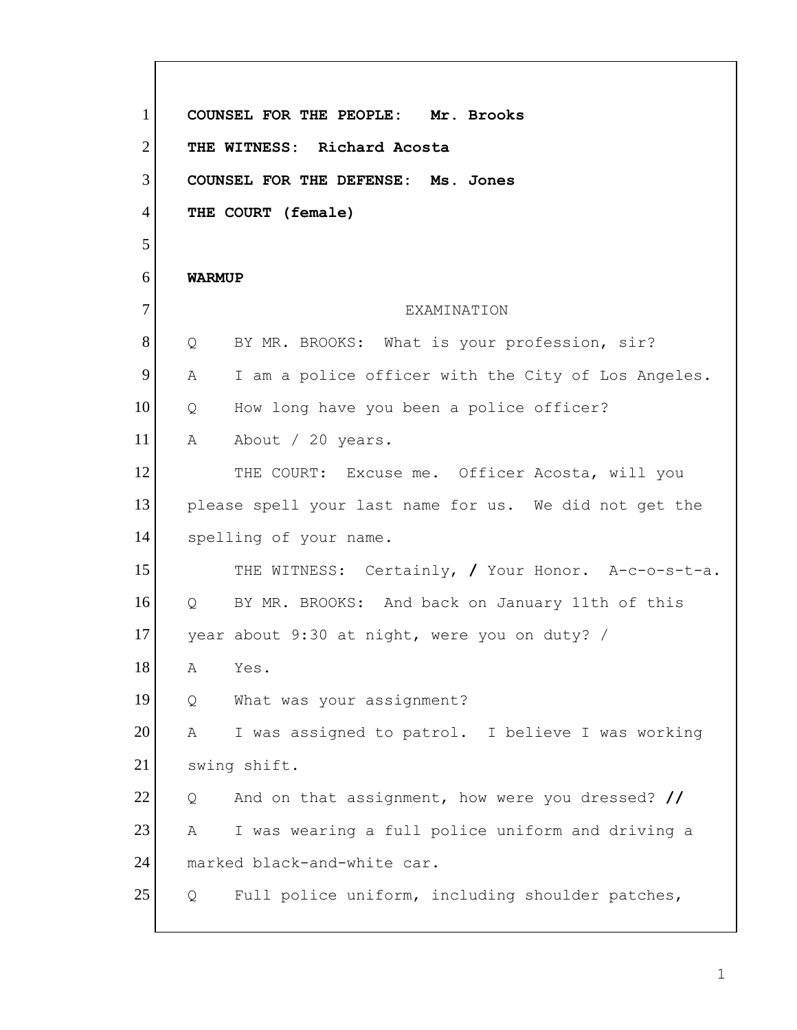**COUNSEL FOR THE PEOPLE: Mr. Brooks**

**THE WITNESS: Richard Acosta**

**COUNSEL FOR THE DEFENSE: Ms. Jones**

**THE COURT (female)**

**WARMUP**

EXAMINATION

Q BY MR. BROOKS: What is your profession, sir?

A I am a police officer with the City of Los Angeles.

Q How long have you been a police officer?

A About / 20 years.

THE COURT: Excuse me. Officer Acosta, will you please spell your last name for us. We did not get the spelling of your name.

THE WITNESS: Certainly, **/** Your Honor. A-c-o-s-t-a.

Q BY MR. BROOKS: And back on January 11th of this year about 9:30 at night, were you on duty? /

A Yes.

Q What was your assignment?

A I was assigned to patrol. I believe I was working swing shift.

Q And on that assignment, how were you dressed? **//**

A I was wearing a full police uniform and driving a marked black-and-white car.

Q Full police uniform, including shoulder patches,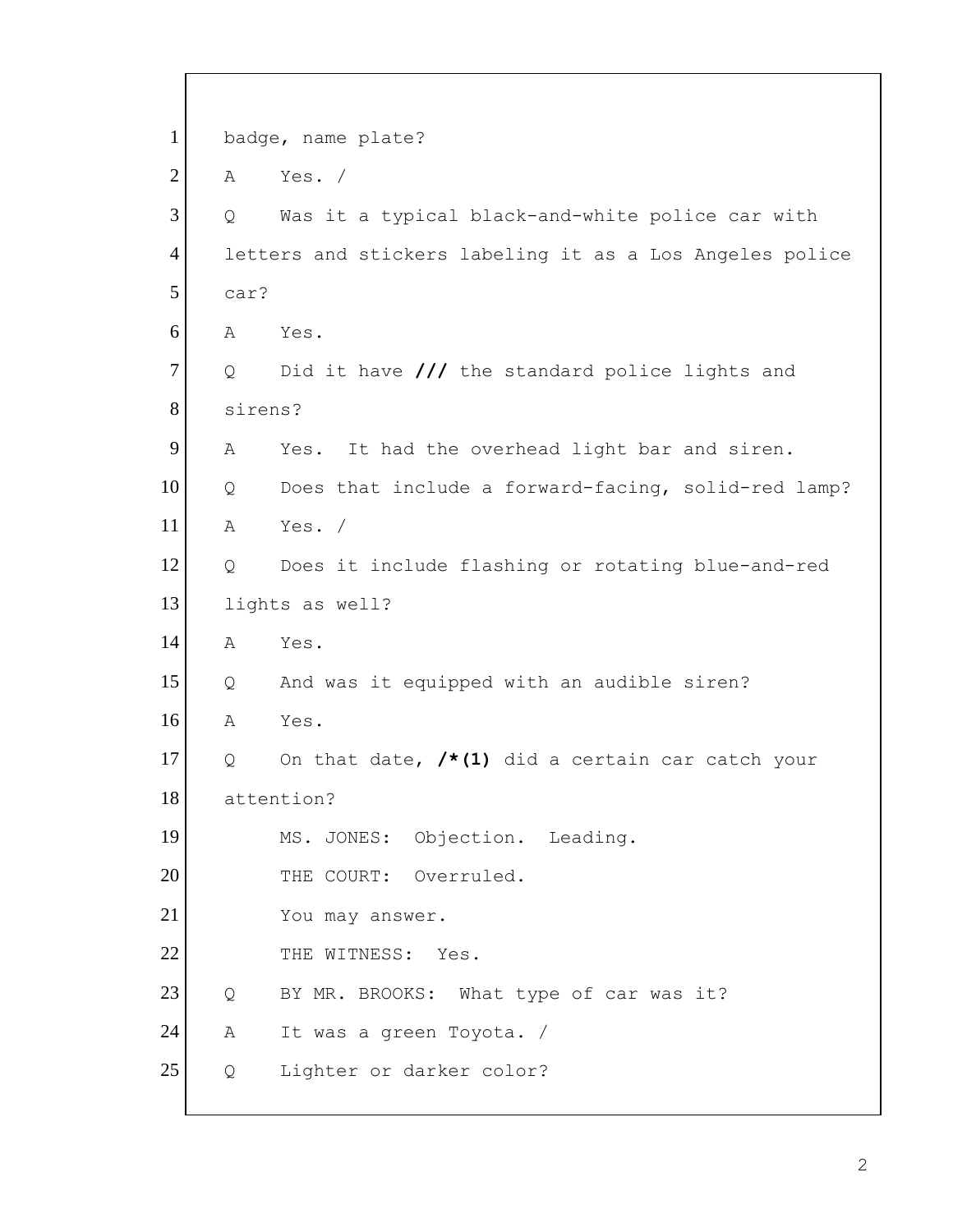1 badge, name plate?

2 A Yes. /

3 Q Was it a typical black-and-white police car with

4 letters and stickers labeling it as a Los Angeles police

5 car?

6 A Yes.

7 Q Did it have **///** the standard police lights and

8 sirens?

9 A Yes. It had the overhead light bar and siren.

10 Q Does that include a forward-facing, solid-red lamp?

11 A Yes. /

12 Q Does it include flashing or rotating blue-and-red

13 lights as well?

14 A Yes.

15 Q And was it equipped with an audible siren?

16 A Yes.

17 Q On that date, **/*(1)** did a certain car catch your

18 attention?

19 MS. JONES: Objection. Leading.

20 THE COURT: Overruled.

21 You may answer.

22 THE WITNESS: Yes.

23 Q BY MR. BROOKS: What type of car was it?

24 A It was a green Toyota. /

25 Q Lighter or darker color?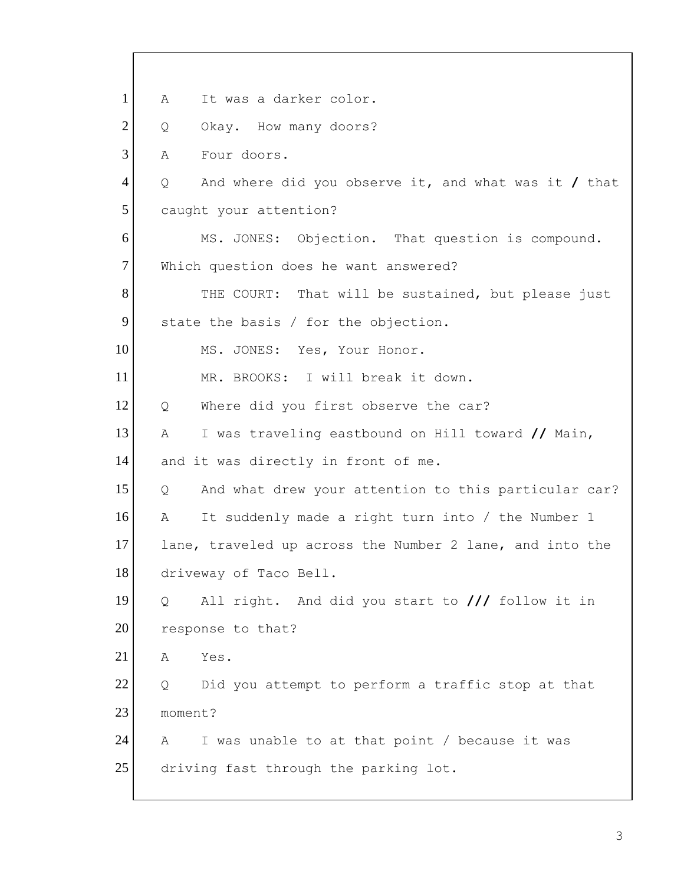1 A It was a darker color.

2 Q Okay. How many doors?

3 A Four doors.

4 Q And where did you observe it, and what was it **/** that

5 caught your attention?

6 MS. JONES: Objection. That question is compound.

7 Which question does he want answered?

8 THE COURT: That will be sustained, but please just

9 state the basis / for the objection.

10 MS. JONES: Yes, Your Honor.

11 MR. BROOKS: I will break it down.

12 Q Where did you first observe the car?

13 A I was traveling eastbound on Hill toward **//** Main,

14 and it was directly in front of me.

15 Q And what drew your attention to this particular car?

16 A It suddenly made a right turn into / the Number 1

17 lane, traveled up across the Number 2 lane, and into the

18 driveway of Taco Bell.

19 Q All right. And did you start to **///** follow it in

20 response to that?

21 A Yes.

22 Q Did you attempt to perform a traffic stop at that

23 moment?

24 A I was unable to at that point / because it was

25 driving fast through the parking lot.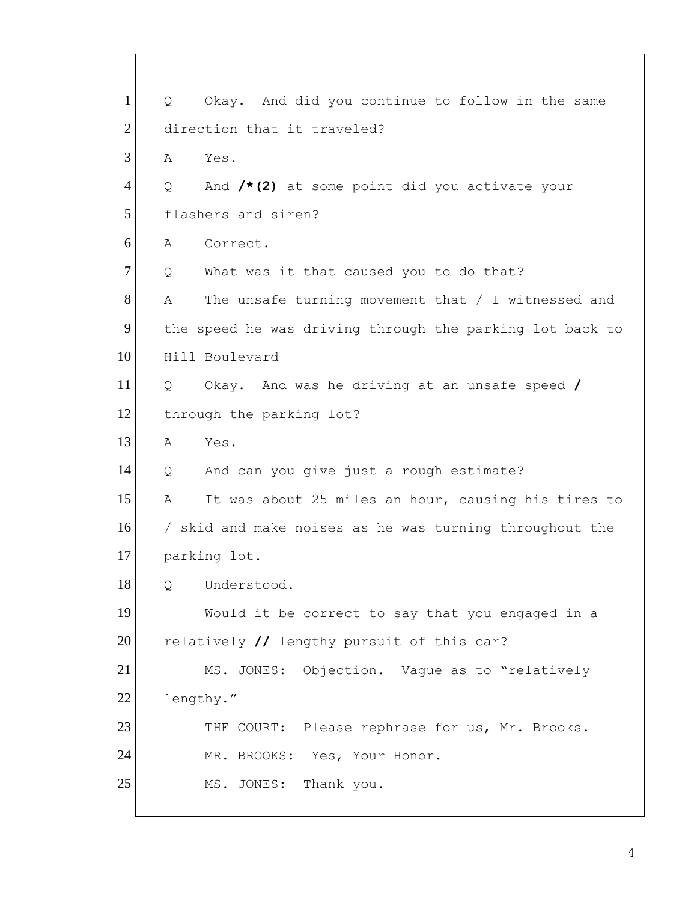1 Q Okay. And did you continue to follow in the same
2 direction that it traveled?
3 A Yes.
4 Q And **/*(2)** at some point did you activate your
5 flashers and siren?
6 A Correct.
7 Q What was it that caused you to do that?
8 A The unsafe turning movement that / I witnessed and
9 the speed he was driving through the parking lot back to
10 Hill Boulevard
11 Q Okay. And was he driving at an unsafe speed **/**
12 through the parking lot?
13 A Yes.
14 Q And can you give just a rough estimate?
15 A It was about 25 miles an hour, causing his tires to
16 / skid and make noises as he was turning throughout the
17 parking lot.
18 Q Understood.
19 Would it be correct to say that you engaged in a
20 relatively **//** lengthy pursuit of this car?
21 MS. JONES: Objection. Vague as to “relatively
22 lengthy.”
23 THE COURT: Please rephrase for us, Mr. Brooks.
24 MR. BROOKS: Yes, Your Honor.
25 MS. JONES: Thank you.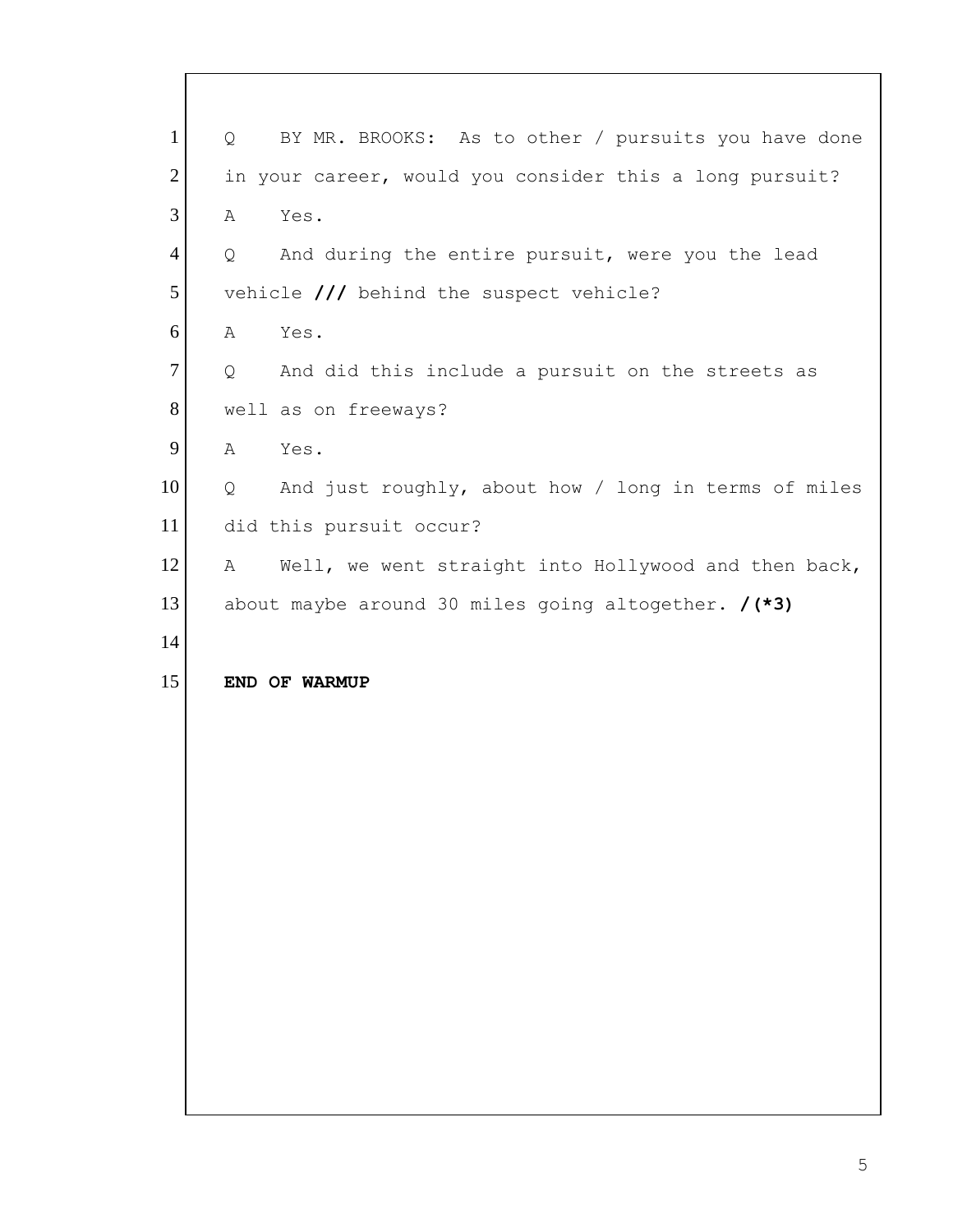1 Q BY MR. BROOKS: As to other / pursuits you have done
2 in your career, would you consider this a long pursuit?
3 A Yes.
4 Q And during the entire pursuit, were you the lead
5 vehicle **///** behind the suspect vehicle?
6 A Yes.
7 Q And did this include a pursuit on the streets as
8 well as on freeways?
9 A Yes.
10 Q And just roughly, about how / long in terms of miles
11 did this pursuit occur?
12 A Well, we went straight into Hollywood and then back,
13 about maybe around 30 miles going altogether. **/(*3)**
14
15 **END OF WARMUP**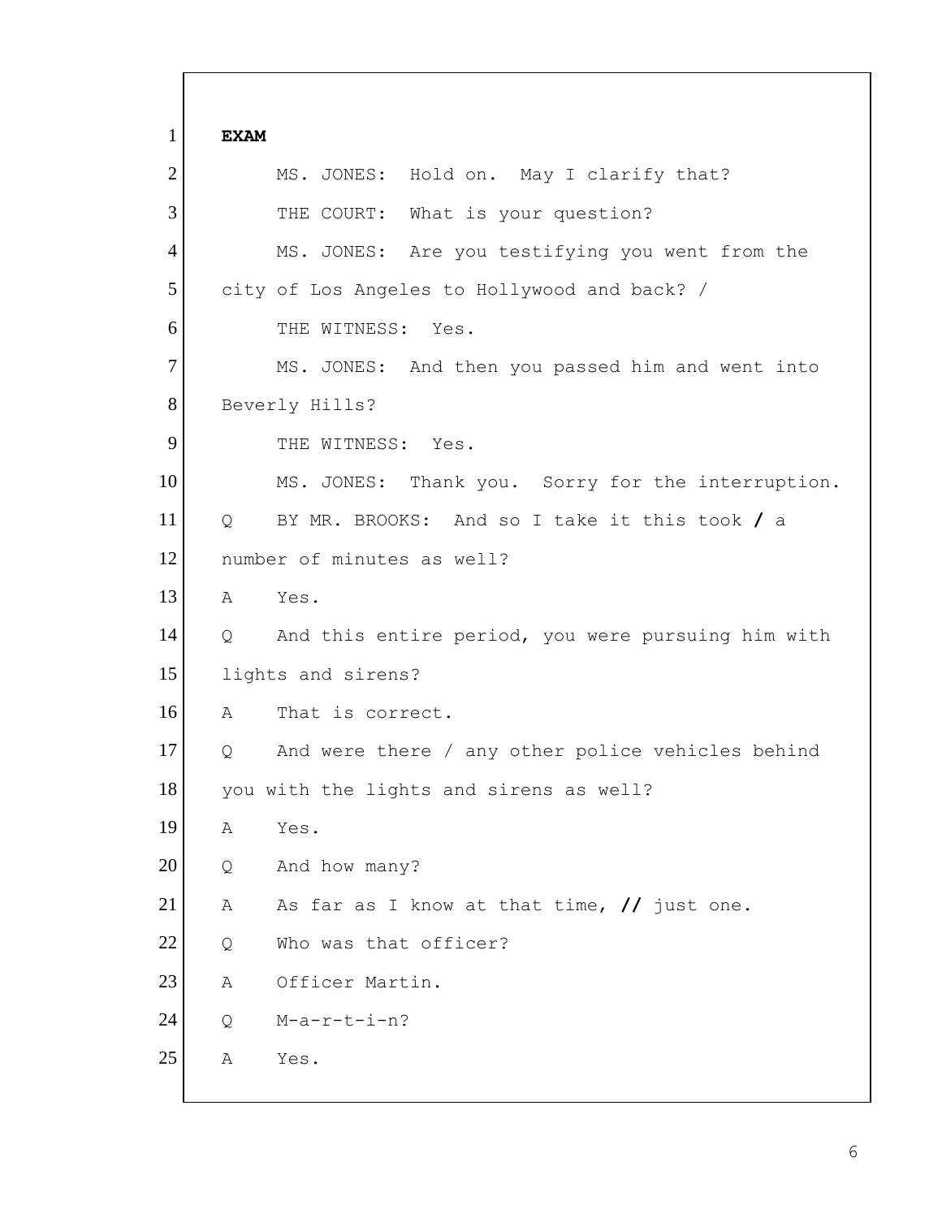**EXAM**

MS. JONES: Hold on. May I clarify that?

THE COURT: What is your question?

MS. JONES: Are you testifying you went from the city of Los Angeles to Hollywood and back? /

THE WITNESS: Yes.

MS. JONES: And then you passed him and went into Beverly Hills?

THE WITNESS: Yes.

MS. JONES: Thank you. Sorry for the interruption.

Q BY MR. BROOKS: And so I take it this took **/** a number of minutes as well?

A Yes.

Q And this entire period, you were pursuing him with lights and sirens?

A That is correct.

Q And were there / any other police vehicles behind you with the lights and sirens as well?

A Yes.

Q And how many?

A As far as I know at that time, **//** just one.

Q Who was that officer?

A Officer Martin.

Q M-a-r-t-i-n?

A Yes.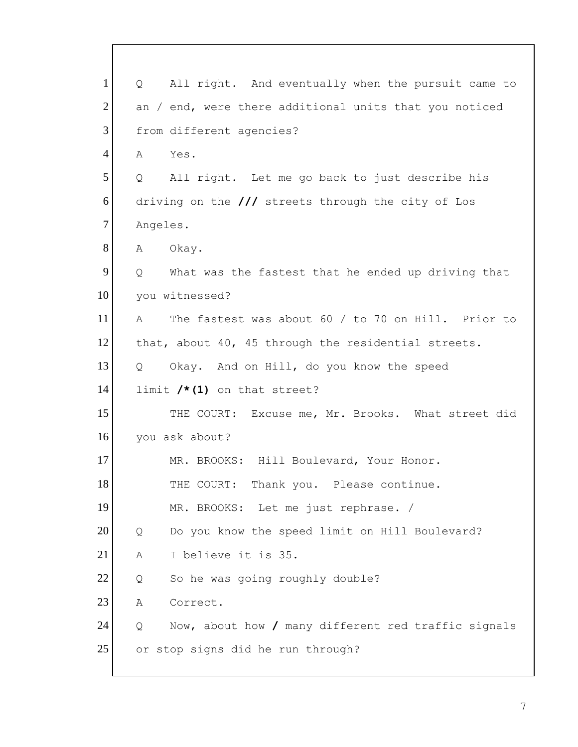1 Q All right. And eventually when the pursuit came to
2 an / end, were there additional units that you noticed
3 from different agencies?
4 A Yes.
5 Q All right. Let me go back to just describe his
6 driving on the **///** streets through the city of Los
7 Angeles.
8 A Okay.
9 Q What was the fastest that he ended up driving that
10 you witnessed?
11 A The fastest was about 60 / to 70 on Hill. Prior to
12 that, about 40, 45 through the residential streets.
13 Q Okay. And on Hill, do you know the speed
14 limit **/*(1)** on that street?
15 THE COURT: Excuse me, Mr. Brooks. What street did
16 you ask about?
17 MR. BROOKS: Hill Boulevard, Your Honor.
18 THE COURT: Thank you. Please continue.
19 MR. BROOKS: Let me just rephrase. /
20 Q Do you know the speed limit on Hill Boulevard?
21 A I believe it is 35.
22 Q So he was going roughly double?
23 A Correct.
24 Q Now, about how **/** many different red traffic signals
25 or stop signs did he run through?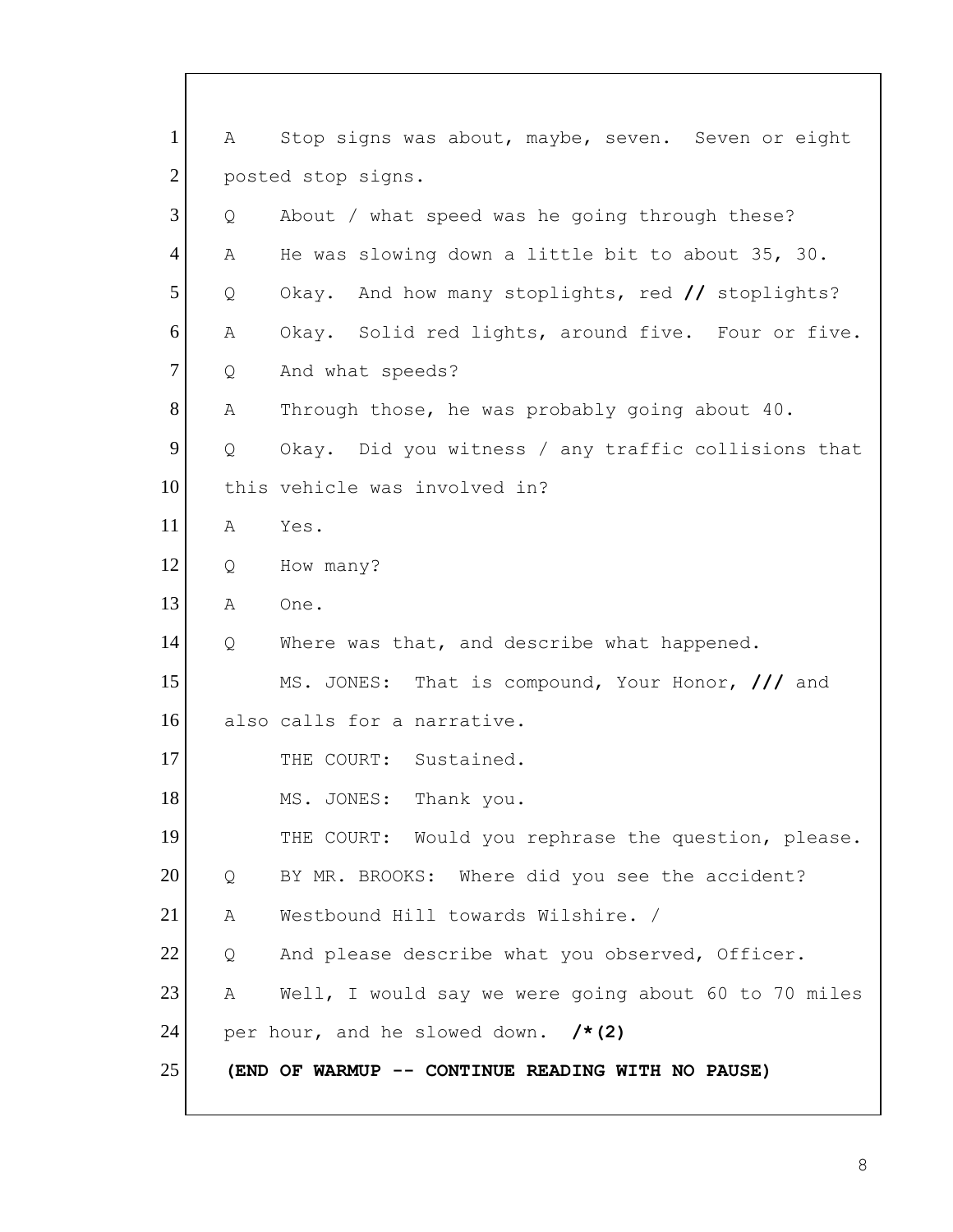1 A Stop signs was about, maybe, seven. Seven or eight
2 posted stop signs.
3 Q About / what speed was he going through these?
4 A He was slowing down a little bit to about 35, 30.
5 Q Okay. And how many stoplights, red **//** stoplights?
6 A Okay. Solid red lights, around five. Four or five.
7 Q And what speeds?
8 A Through those, he was probably going about 40.
9 Q Okay. Did you witness / any traffic collisions that
10 this vehicle was involved in?
11 A Yes.
12 Q How many?
13 A One.
14 Q Where was that, and describe what happened.
15 MS. JONES: That is compound, Your Honor, **///** and
16 also calls for a narrative.
17 THE COURT: Sustained.
18 MS. JONES: Thank you.
19 THE COURT: Would you rephrase the question, please.
20 Q BY MR. BROOKS: Where did you see the accident?
21 A Westbound Hill towards Wilshire. /
22 Q And please describe what you observed, Officer.
23 A Well, I would say we were going about 60 to 70 miles
24 per hour, and he slowed down. **/*(2)**
25 **(END OF WARMUP -- CONTINUE READING WITH NO PAUSE)**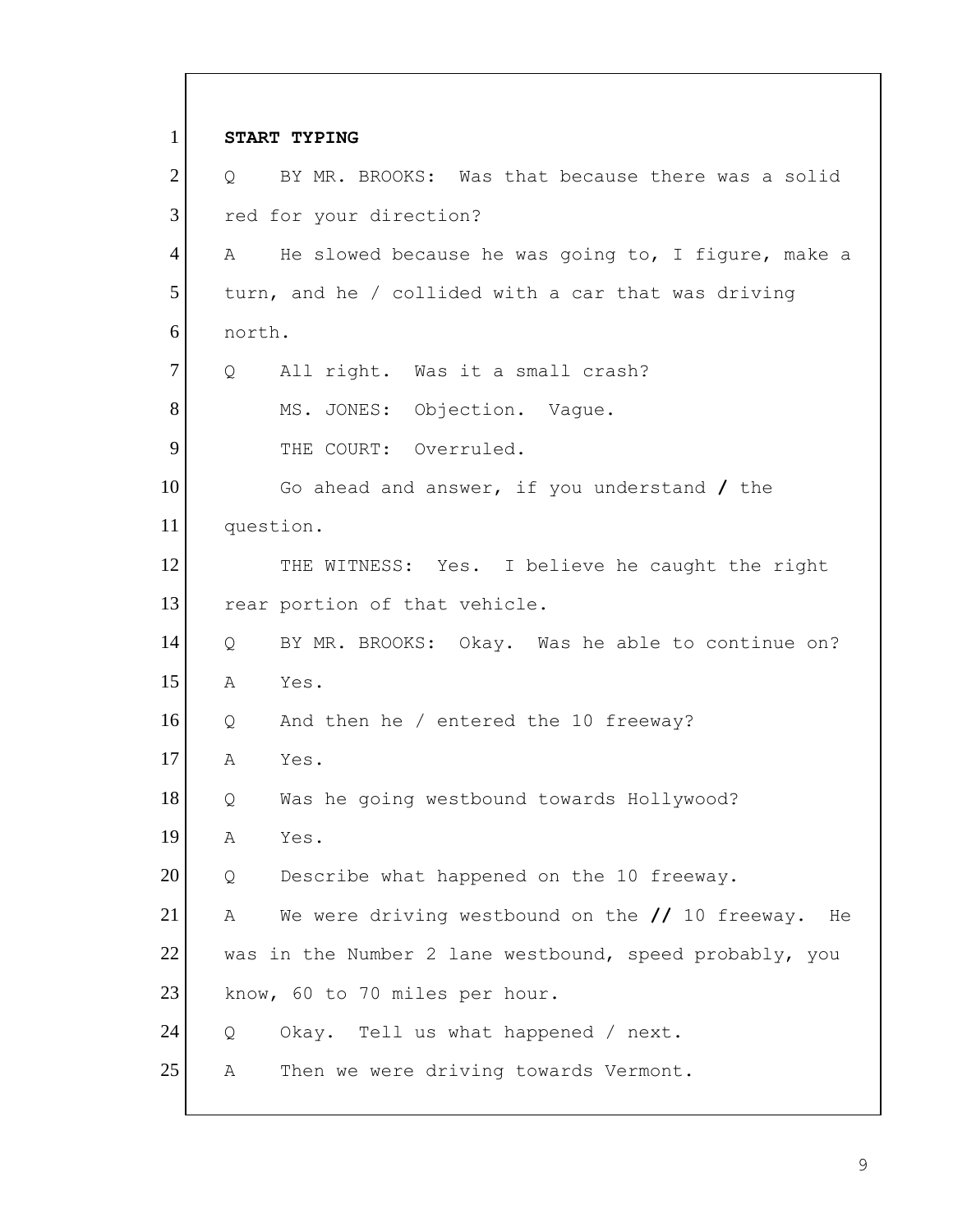**START TYPING**

Q BY MR. BROOKS: Was that because there was a solid red for your direction?

A He slowed because he was going to, I figure, make a turn, and he / collided with a car that was driving north.

Q All right. Was it a small crash?

MS. JONES: Objection. Vague.

THE COURT: Overruled.

Go ahead and answer, if you understand / the question.

THE WITNESS: Yes. I believe he caught the right rear portion of that vehicle.

Q BY MR. BROOKS: Okay. Was he able to continue on?

A Yes.

Q And then he / entered the 10 freeway?

A Yes.

Q Was he going westbound towards Hollywood?

A Yes.

Q Describe what happened on the 10 freeway.

A We were driving westbound on the // 10 freeway. He was in the Number 2 lane westbound, speed probably, you know, 60 to 70 miles per hour.

Q Okay. Tell us what happened / next.

A Then we were driving towards Vermont.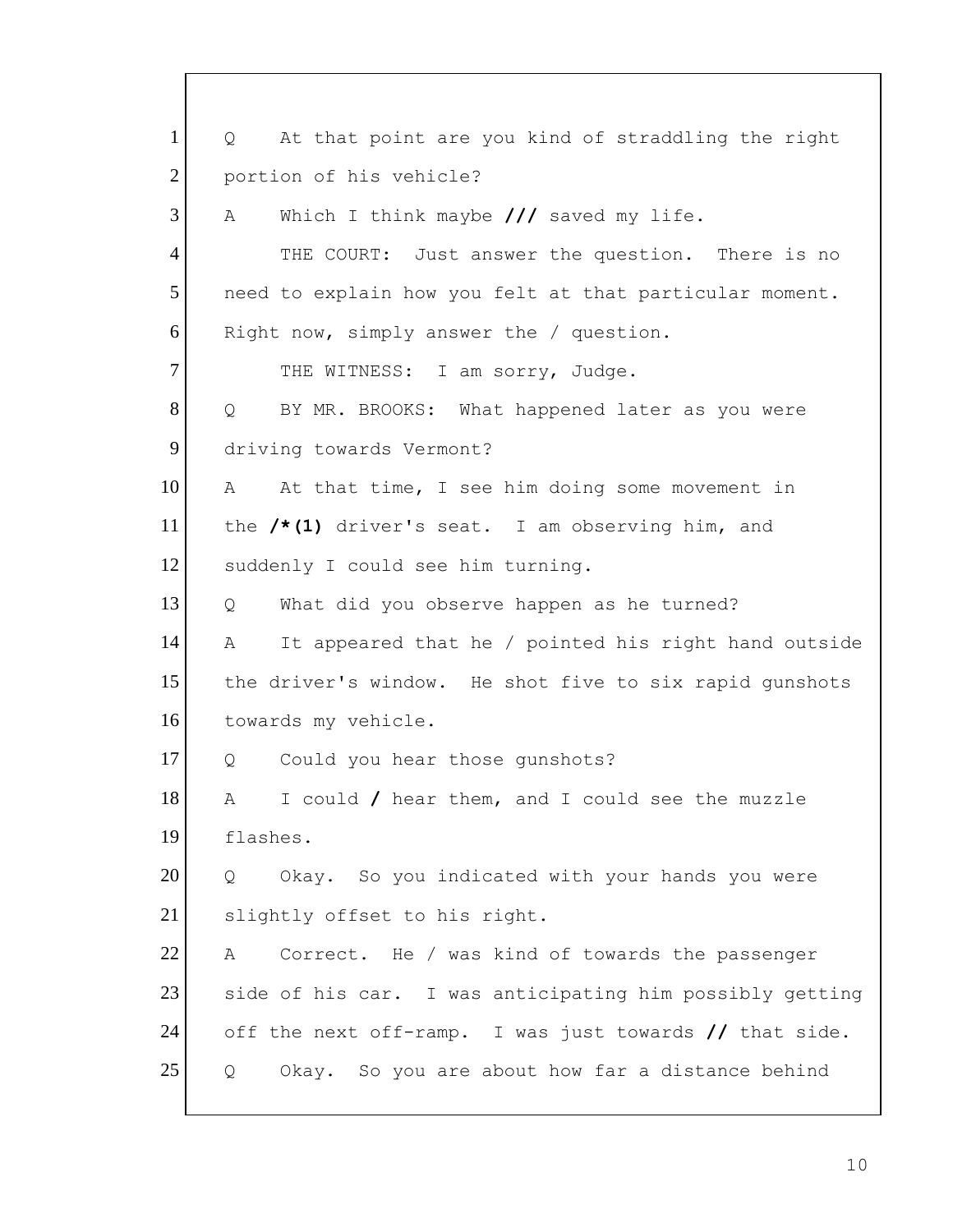1 Q At that point are you kind of straddling the right
2 portion of his vehicle?
3 A Which I think maybe **///** saved my life.
4 THE COURT: Just answer the question. There is no
5 need to explain how you felt at that particular moment.
6 Right now, simply answer the / question.
7 THE WITNESS: I am sorry, Judge.
8 Q BY MR. BROOKS: What happened later as you were
9 driving towards Vermont?
10 A At that time, I see him doing some movement in
11 the **/*(1)** driver's seat. I am observing him, and
12 suddenly I could see him turning.
13 Q What did you observe happen as he turned?
14 A It appeared that he / pointed his right hand outside
15 the driver's window. He shot five to six rapid gunshots
16 towards my vehicle.
17 Q Could you hear those gunshots?
18 A I could **/** hear them, and I could see the muzzle
19 flashes.
20 Q Okay. So you indicated with your hands you were
21 slightly offset to his right.
22 A Correct. He / was kind of towards the passenger
23 side of his car. I was anticipating him possibly getting
24 off the next off-ramp. I was just towards **//** that side.
25 Q Okay. So you are about how far a distance behind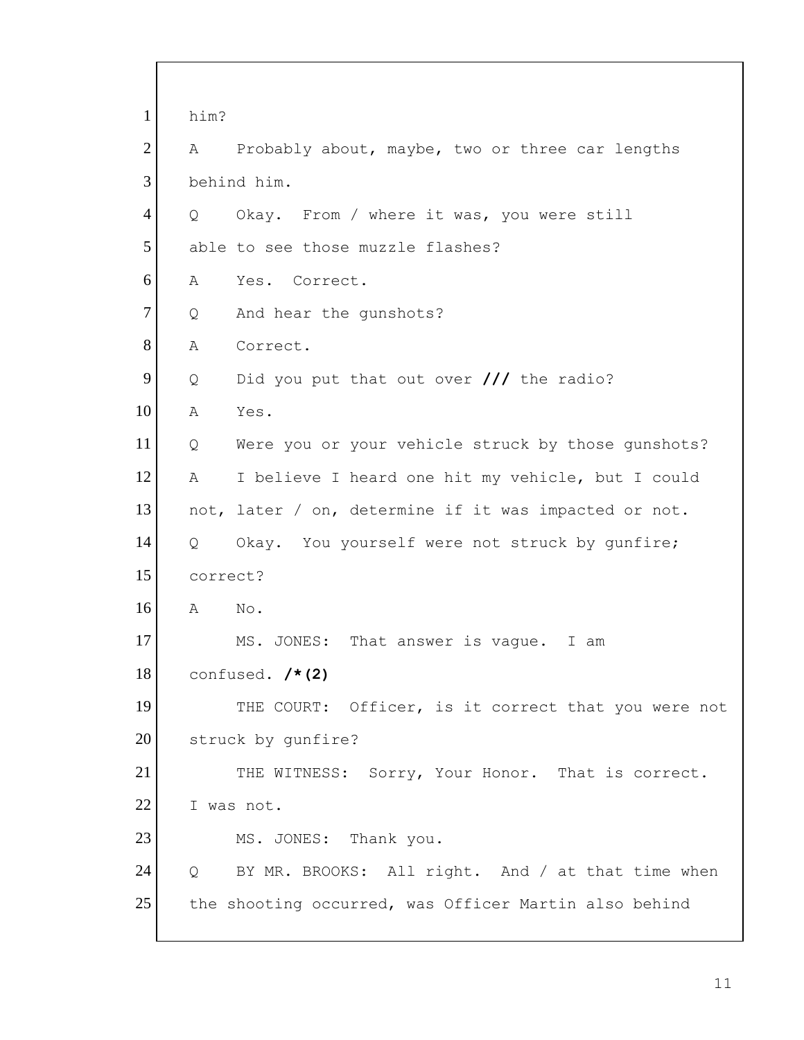1 him?

2 A Probably about, maybe, two or three car lengths

3 behind him.

4 Q Okay. From / where it was, you were still

5 able to see those muzzle flashes?

6 A Yes. Correct.

7 Q And hear the gunshots?

8 A Correct.

9 Q Did you put that out over **///** the radio?

10 A Yes.

11 Q Were you or your vehicle struck by those gunshots?

12 A I believe I heard one hit my vehicle, but I could

13 not, later / on, determine if it was impacted or not.

14 Q Okay. You yourself were not struck by gunfire;

15 correct?

16 A No.

17 MS. JONES: That answer is vague. I am

18 confused. **/*(2)**

19 THE COURT: Officer, is it correct that you were not

20 struck by gunfire?

21 THE WITNESS: Sorry, Your Honor. That is correct.

22 I was not.

23 MS. JONES: Thank you.

24 Q BY MR. BROOKS: All right. And / at that time when

25 the shooting occurred, was Officer Martin also behind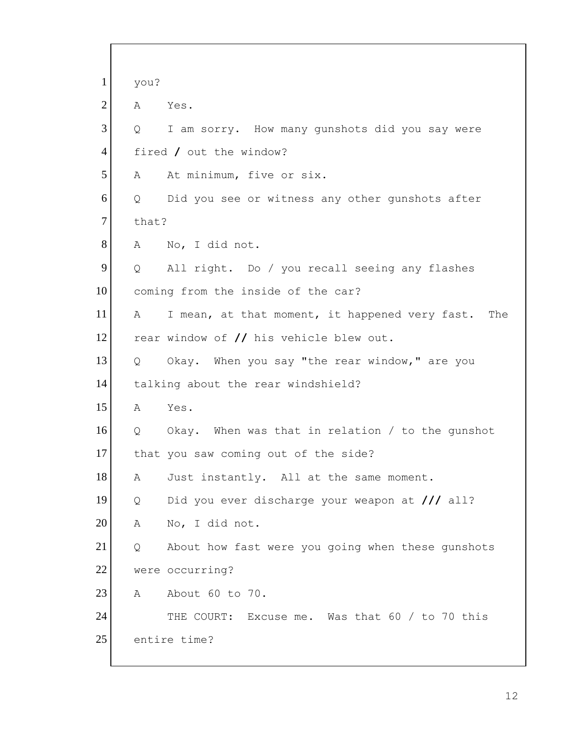1 you?

2 A Yes.

3 Q I am sorry. How many gunshots did you say were

4 fired / out the window?

5 A At minimum, five or six.

6 Q Did you see or witness any other gunshots after

7 that?

8 A No, I did not.

9 Q All right. Do / you recall seeing any flashes

10 coming from the inside of the car?

11 A I mean, at that moment, it happened very fast. The

12 rear window of // his vehicle blew out.

13 Q Okay. When you say "the rear window," are you

14 talking about the rear windshield?

15 A Yes.

16 Q Okay. When was that in relation / to the gunshot

17 that you saw coming out of the side?

18 A Just instantly. All at the same moment.

19 Q Did you ever discharge your weapon at /// all?

20 A No, I did not.

21 Q About how fast were you going when these gunshots

22 were occurring?

23 A About 60 to 70.

24 THE COURT: Excuse me. Was that 60 / to 70 this

25 entire time?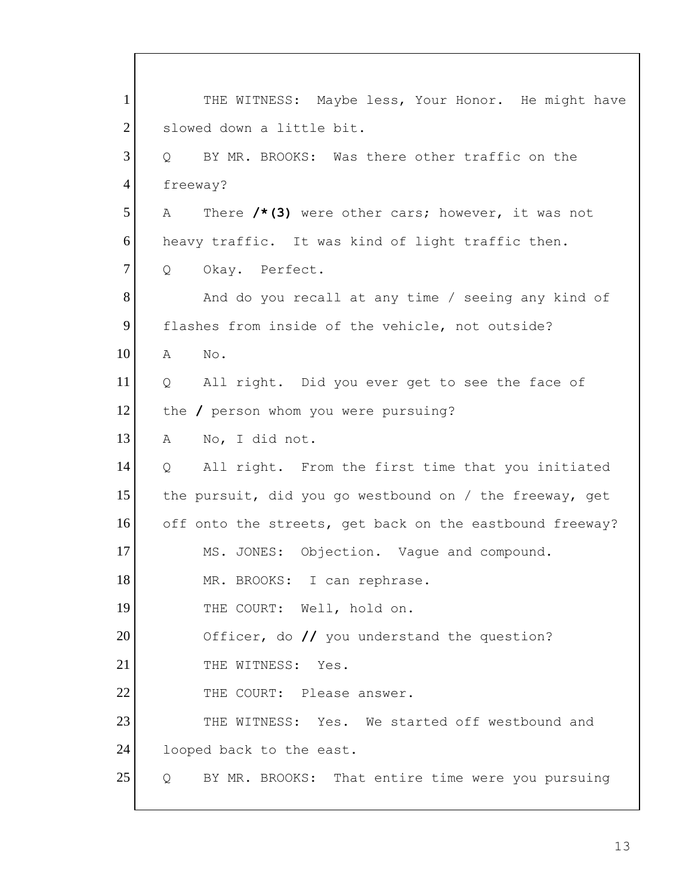1 THE WITNESS: Maybe less, Your Honor. He might have
2 slowed down a little bit.
3 Q BY MR. BROOKS: Was there other traffic on the
4 freeway?
5 A There **/*(3)** were other cars; however, it was not
6 heavy traffic. It was kind of light traffic then.
7 Q Okay. Perfect.
8 And do you recall at any time / seeing any kind of
9 flashes from inside of the vehicle, not outside?
10 A No.
11 Q All right. Did you ever get to see the face of
12 the **/** person whom you were pursuing?
13 A No, I did not.
14 Q All right. From the first time that you initiated
15 the pursuit, did you go westbound on / the freeway, get
16 off onto the streets, get back on the eastbound freeway?
17 MS. JONES: Objection. Vague and compound.
18 MR. BROOKS: I can rephrase.
19 THE COURT: Well, hold on.
20 Officer, do **//** you understand the question?
21 THE WITNESS: Yes.
22 THE COURT: Please answer.
23 THE WITNESS: Yes. We started off westbound and
24 looped back to the east.
25 Q BY MR. BROOKS: That entire time were you pursuing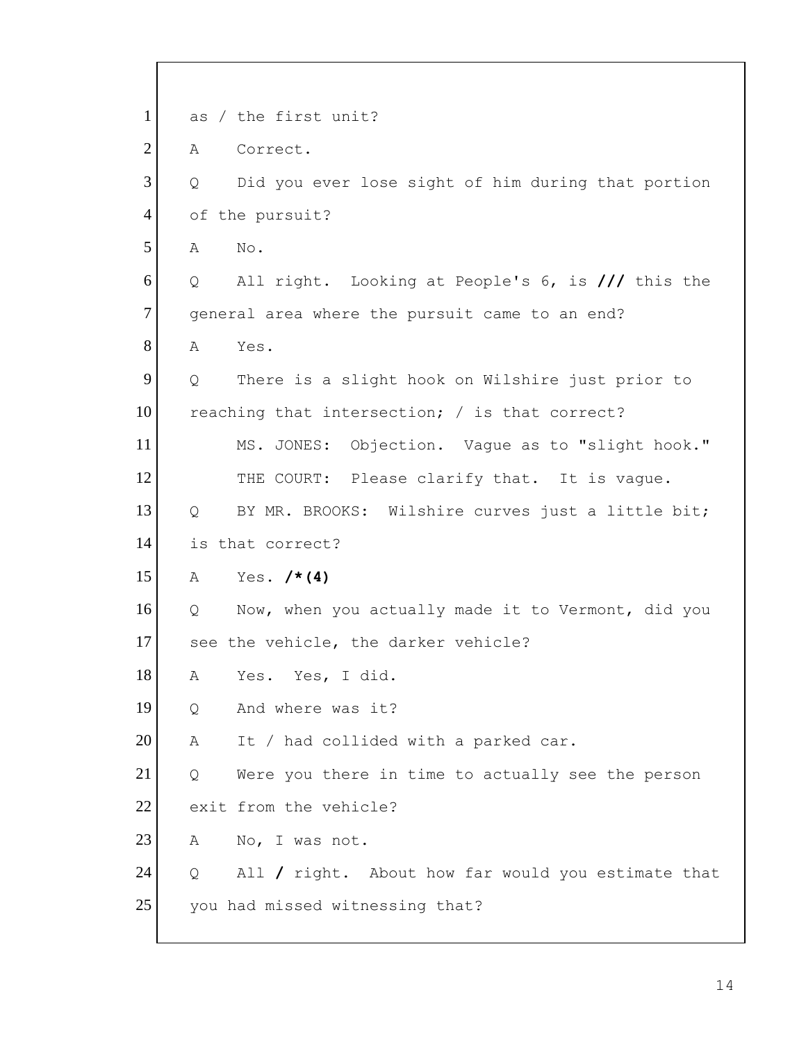1 as / the first unit?

2 A Correct.

3 Q Did you ever lose sight of him during that portion

4 of the pursuit?

5 A No.

6 Q All right. Looking at People's 6, is **///** this the

7 general area where the pursuit came to an end?

8 A Yes.

9 Q There is a slight hook on Wilshire just prior to

10 reaching that intersection; / is that correct?

11 MS. JONES: Objection. Vague as to "slight hook."

12 THE COURT: Please clarify that. It is vague.

13 Q BY MR. BROOKS: Wilshire curves just a little bit;

14 is that correct?

15 A Yes. **/*(4)**

16 Q Now, when you actually made it to Vermont, did you

17 see the vehicle, the darker vehicle?

18 A Yes. Yes, I did.

19 Q And where was it?

20 A It / had collided with a parked car.

21 Q Were you there in time to actually see the person

22 exit from the vehicle?

23 A No, I was not.

24 Q All **/** right. About how far would you estimate that

25 you had missed witnessing that?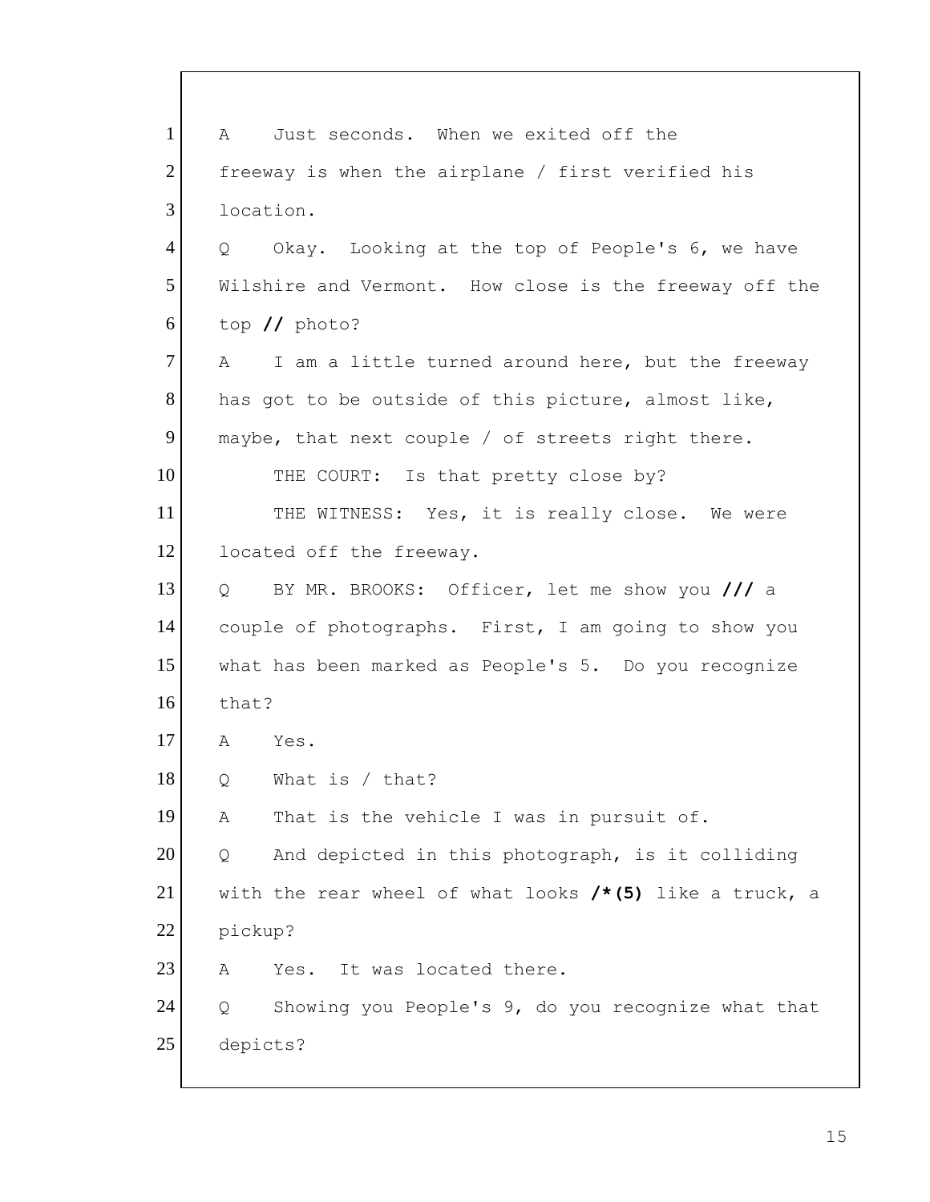1 A Just seconds. When we exited off the
2 freeway is when the airplane / first verified his
3 location.
4 Q Okay. Looking at the top of People's 6, we have
5 Wilshire and Vermont. How close is the freeway off the
6 top **//** photo?
7 A I am a little turned around here, but the freeway
8 has got to be outside of this picture, almost like,
9 maybe, that next couple / of streets right there.
10 THE COURT: Is that pretty close by?
11 THE WITNESS: Yes, it is really close. We were
12 located off the freeway.
13 Q BY MR. BROOKS: Officer, let me show you **///** a
14 couple of photographs. First, I am going to show you
15 what has been marked as People's 5. Do you recognize
16 that?
17 A Yes.
18 Q What is / that?
19 A That is the vehicle I was in pursuit of.
20 Q And depicted in this photograph, is it colliding
21 with the rear wheel of what looks **/*(5)** like a truck, a
22 pickup?
23 A Yes. It was located there.
24 Q Showing you People's 9, do you recognize what that
25 depicts?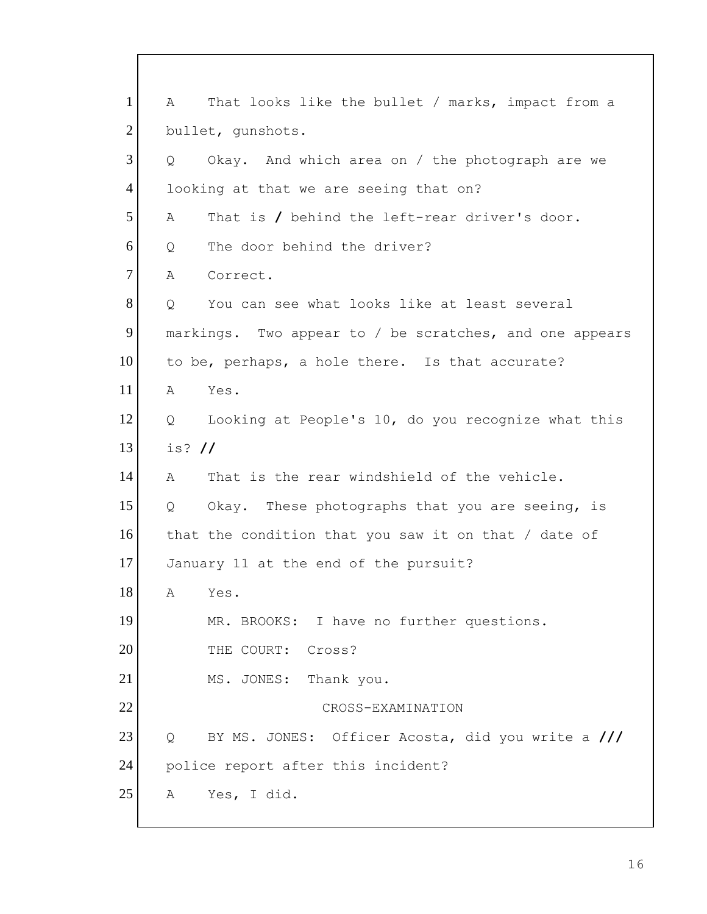1 A That looks like the bullet / marks, impact from a
2 bullet, gunshots.
3 Q Okay. And which area on / the photograph are we
4 looking at that we are seeing that on?
5 A That is / behind the left-rear driver's door.
6 Q The door behind the driver?
7 A Correct.
8 Q You can see what looks like at least several
9 markings. Two appear to / be scratches, and one appears
10 to be, perhaps, a hole there. Is that accurate?
11 A Yes.
12 Q Looking at People's 10, do you recognize what this
13 is? //
14 A That is the rear windshield of the vehicle.
15 Q Okay. These photographs that you are seeing, is
16 that the condition that you saw it on that / date of
17 January 11 at the end of the pursuit?
18 A Yes.
19 MR. BROOKS: I have no further questions.
20 THE COURT: Cross?
21 MS. JONES: Thank you.
22 CROSS-EXAMINATION
23 Q BY MS. JONES: Officer Acosta, did you write a ///
24 police report after this incident?
25 A Yes, I did.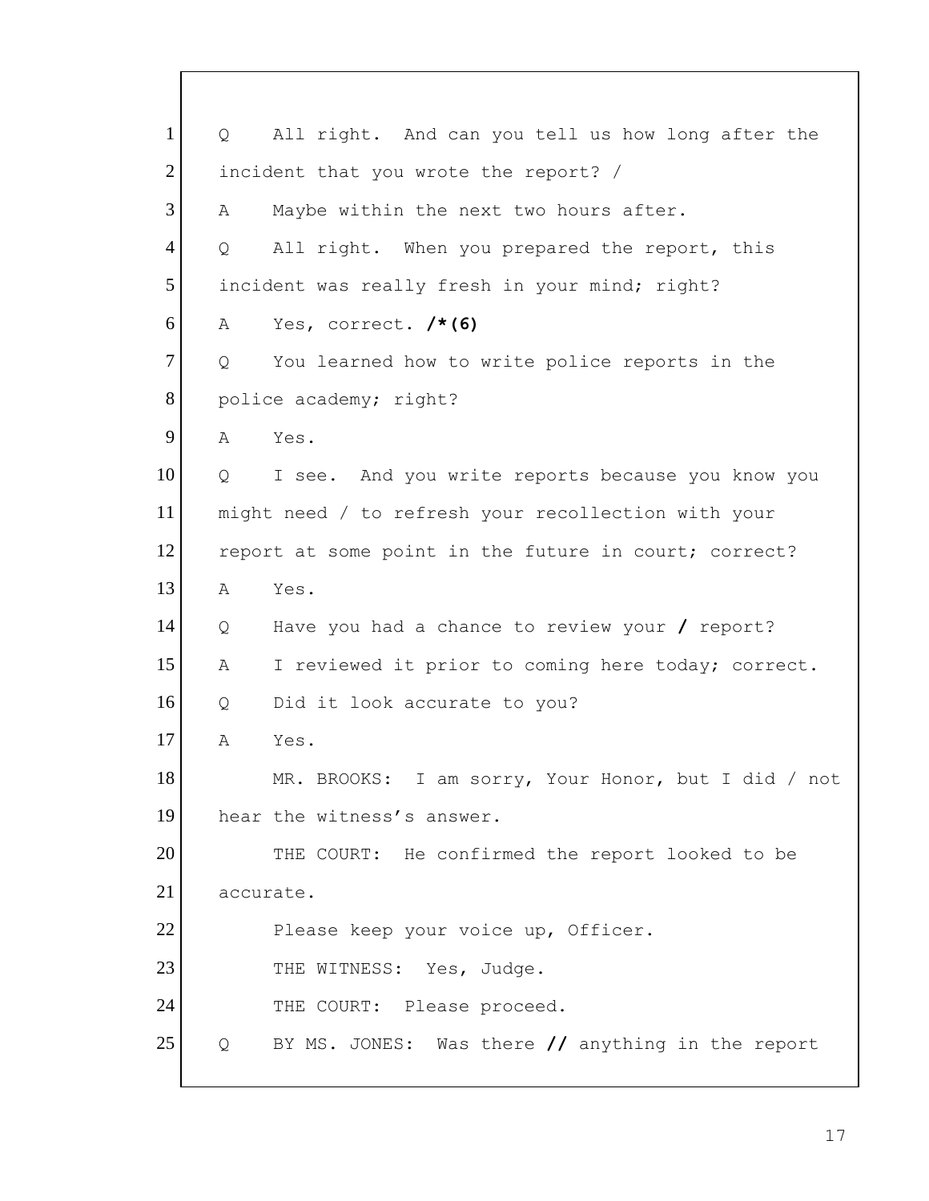1 Q All right. And can you tell us how long after the
2 incident that you wrote the report? /
3 A Maybe within the next two hours after.
4 Q All right. When you prepared the report, this
5 incident was really fresh in your mind; right?
6 A Yes, correct. **/*(6)**
7 Q You learned how to write police reports in the
8 police academy; right?
9 A Yes.
10 Q I see. And you write reports because you know you
11 might need / to refresh your recollection with your
12 report at some point in the future in court; correct?
13 A Yes.
14 Q Have you had a chance to review your **/** report?
15 A I reviewed it prior to coming here today; correct.
16 Q Did it look accurate to you?
17 A Yes.
18 MR. BROOKS: I am sorry, Your Honor, but I did / not
19 hear the witness's answer.
20 THE COURT: He confirmed the report looked to be
21 accurate.
22 Please keep your voice up, Officer.
23 THE WITNESS: Yes, Judge.
24 THE COURT: Please proceed.
25 Q BY MS. JONES: Was there **//** anything in the report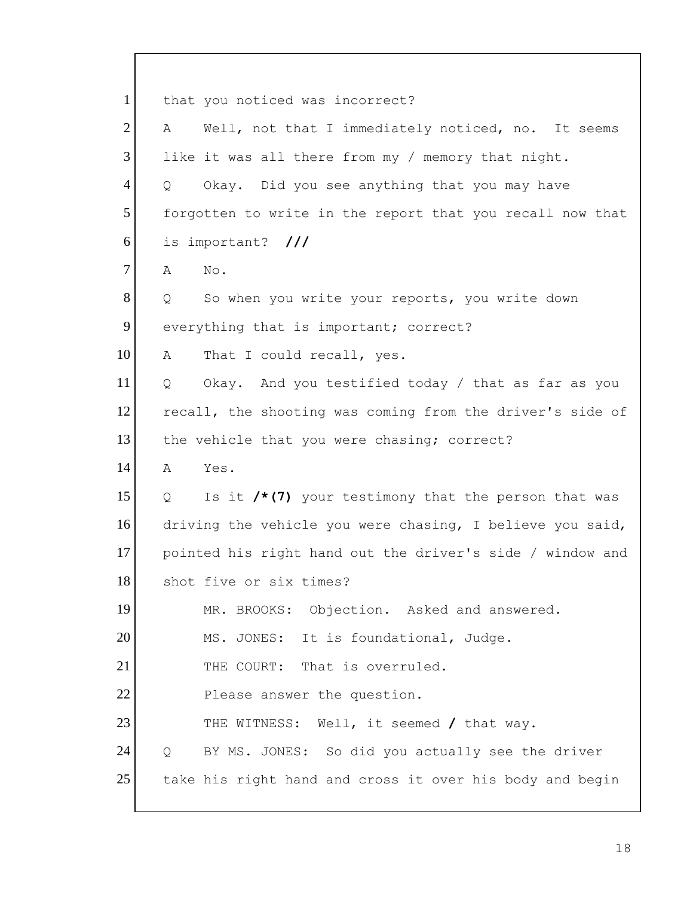1 that you noticed was incorrect?

2 A Well, not that I immediately noticed, no. It seems

3 like it was all there from my / memory that night.

4 Q Okay. Did you see anything that you may have

5 forgotten to write in the report that you recall now that

6 is important? **///**

7 A No.

8 Q So when you write your reports, you write down

9 everything that is important; correct?

10 A That I could recall, yes.

11 Q Okay. And you testified today / that as far as you

12 recall, the shooting was coming from the driver's side of

13 the vehicle that you were chasing; correct?

14 A Yes.

15 Q Is it **/*(7)** your testimony that the person that was

16 driving the vehicle you were chasing, I believe you said,

17 pointed his right hand out the driver's side / window and

18 shot five or six times?

19 MR. BROOKS: Objection. Asked and answered.

20 MS. JONES: It is foundational, Judge.

21 THE COURT: That is overruled.

22 Please answer the question.

23 THE WITNESS: Well, it seemed **/** that way.

24 Q BY MS. JONES: So did you actually see the driver

25 take his right hand and cross it over his body and begin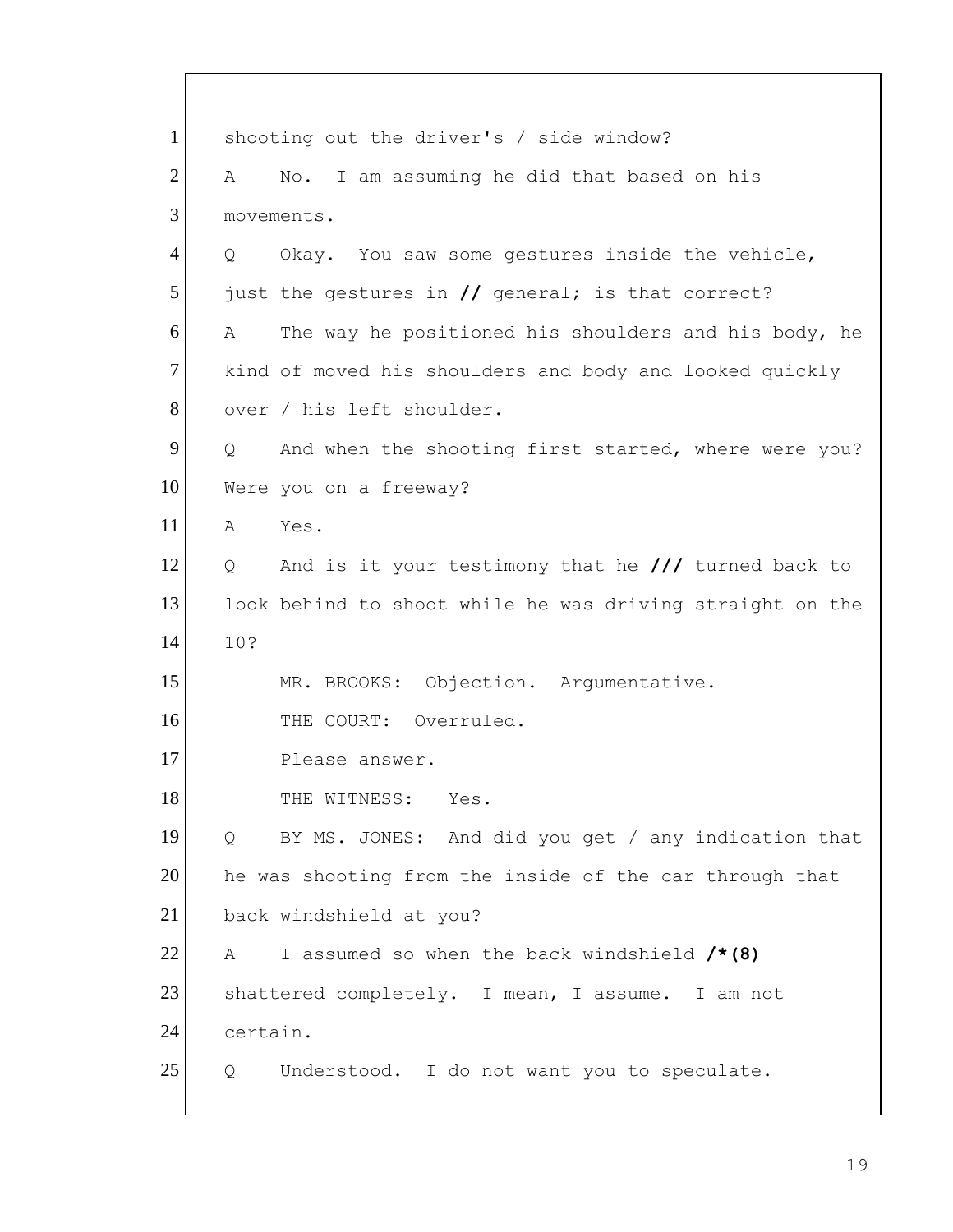1 shooting out the driver's / side window?

2 A No. I am assuming he did that based on his

3 movements.

4 Q Okay. You saw some gestures inside the vehicle,

5 just the gestures in **//** general; is that correct?

6 A The way he positioned his shoulders and his body, he

7 kind of moved his shoulders and body and looked quickly

8 over / his left shoulder.

9 Q And when the shooting first started, where were you?

10 Were you on a freeway?

11 A Yes.

12 Q And is it your testimony that he **///** turned back to

13 look behind to shoot while he was driving straight on the

14 10?

15 MR. BROOKS: Objection. Argumentative.

16 THE COURT: Overruled.

17 Please answer.

18 THE WITNESS: Yes.

19 Q BY MS. JONES: And did you get / any indication that

20 he was shooting from the inside of the car through that

21 back windshield at you?

22 A I assumed so when the back windshield **/*(8)**

23 shattered completely. I mean, I assume. I am not

24 certain.

25 Q Understood. I do not want you to speculate.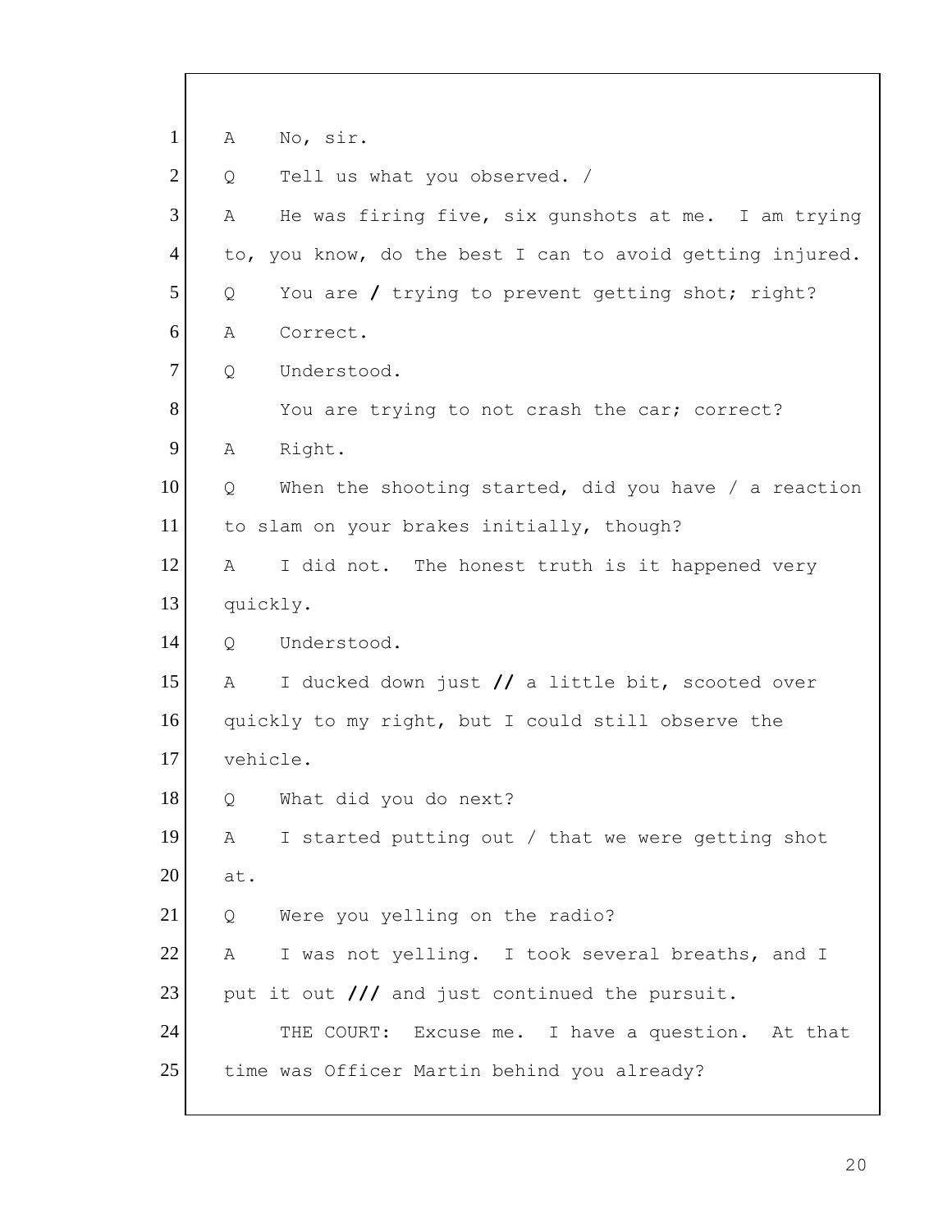1 A No, sir.

2 Q Tell us what you observed. /

3 A He was firing five, six gunshots at me. I am trying

4 to, you know, do the best I can to avoid getting injured.

5 Q You are / trying to prevent getting shot; right?

6 A Correct.

7 Q Understood.

8 You are trying to not crash the car; correct?

9 A Right.

10 Q When the shooting started, did you have / a reaction

11 to slam on your brakes initially, though?

12 A I did not. The honest truth is it happened very

13 quickly.

14 Q Understood.

15 A I ducked down just // a little bit, scooted over

16 quickly to my right, but I could still observe the

17 vehicle.

18 Q What did you do next?

19 A I started putting out / that we were getting shot

20 at.

21 Q Were you yelling on the radio?

22 A I was not yelling. I took several breaths, and I

23 put it out /// and just continued the pursuit.

24 THE COURT: Excuse me. I have a question. At that

25 time was Officer Martin behind you already?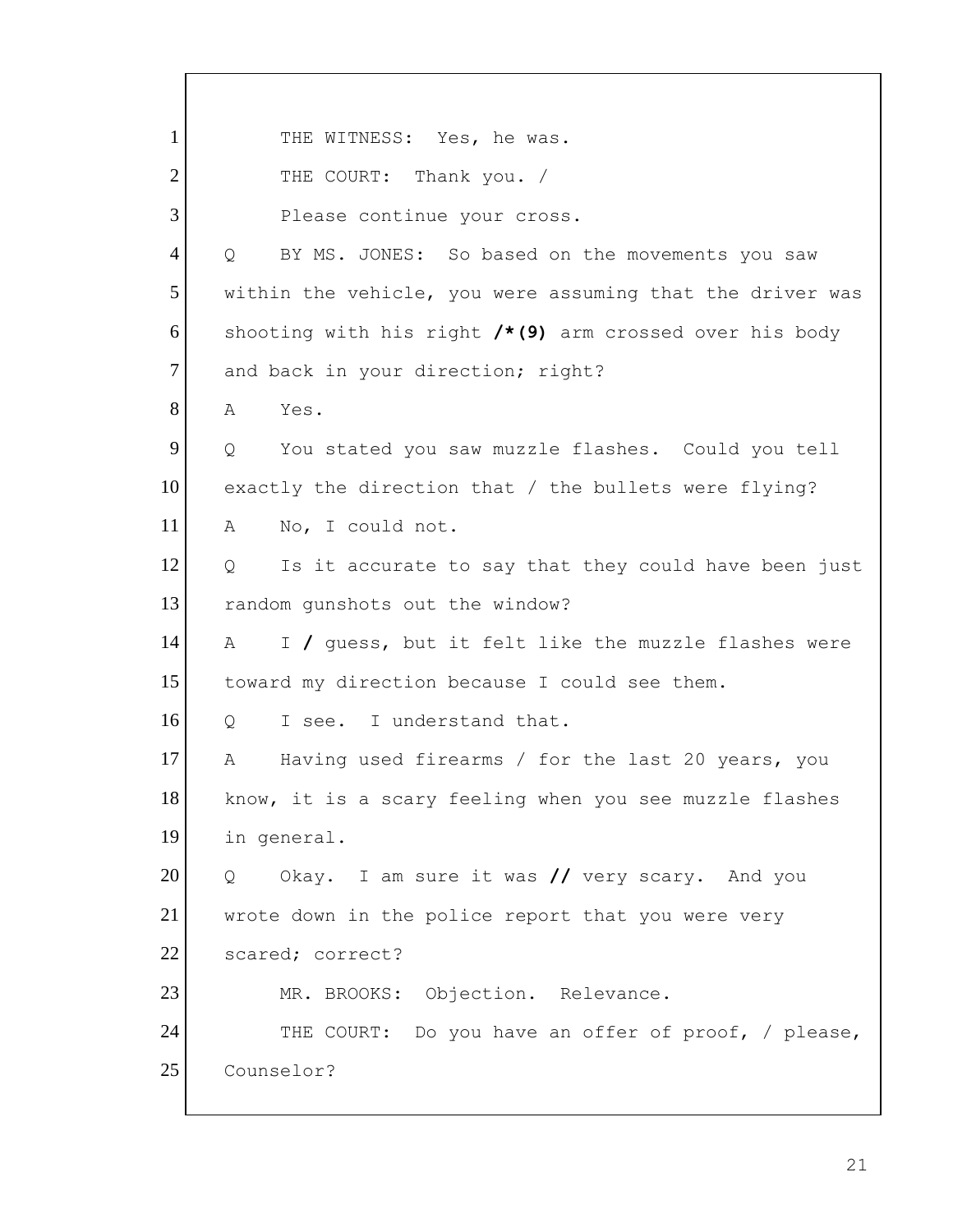1 THE WITNESS: Yes, he was.

2 THE COURT: Thank you. /

3 Please continue your cross.

4 Q BY MS. JONES: So based on the movements you saw

5 within the vehicle, you were assuming that the driver was

6 shooting with his right **/*(9)** arm crossed over his body

7 and back in your direction; right?

8 A Yes.

9 Q You stated you saw muzzle flashes. Could you tell

10 exactly the direction that / the bullets were flying?

11 A No, I could not.

12 Q Is it accurate to say that they could have been just

13 random gunshots out the window?

14 A I **/** guess, but it felt like the muzzle flashes were

15 toward my direction because I could see them.

16 Q I see. I understand that.

17 A Having used firearms / for the last 20 years, you

18 know, it is a scary feeling when you see muzzle flashes

19 in general.

20 Q Okay. I am sure it was **//** very scary. And you

21 wrote down in the police report that you were very

22 scared; correct?

23 MR. BROOKS: Objection. Relevance.

24 THE COURT: Do you have an offer of proof, / please,

25 Counselor?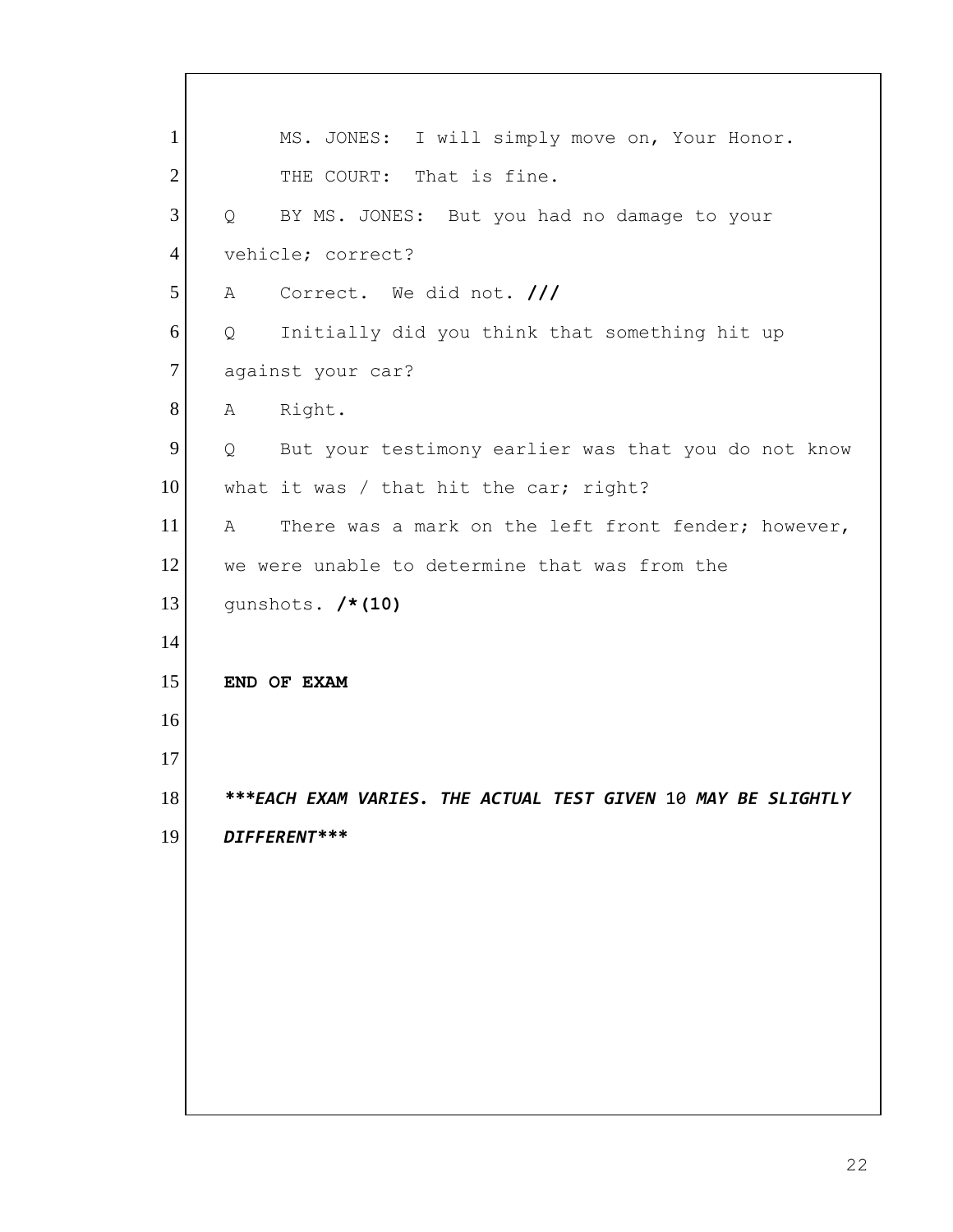1 MS. JONES: I will simply move on, Your Honor.

2 THE COURT: That is fine.

3 Q BY MS. JONES: But you had no damage to your

4 vehicle; correct?

5 A Correct. We did not. **///**

6 Q Initially did you think that something hit up

7 against your car?

8 A Right.

9 Q But your testimony earlier was that you do not know

10 what it was / that hit the car; right?

11 A There was a mark on the left front fender; however,

12 we were unable to determine that was from the

13 gunshots. **/*(10)**

14

15 **END OF EXAM**

16

17

18 ***\*\*\*EACH EXAM VARIES. THE ACTUAL TEST GIVEN** 10 **MAY BE SLIGHTLY***

19 ***DIFFERENT\*\*\****